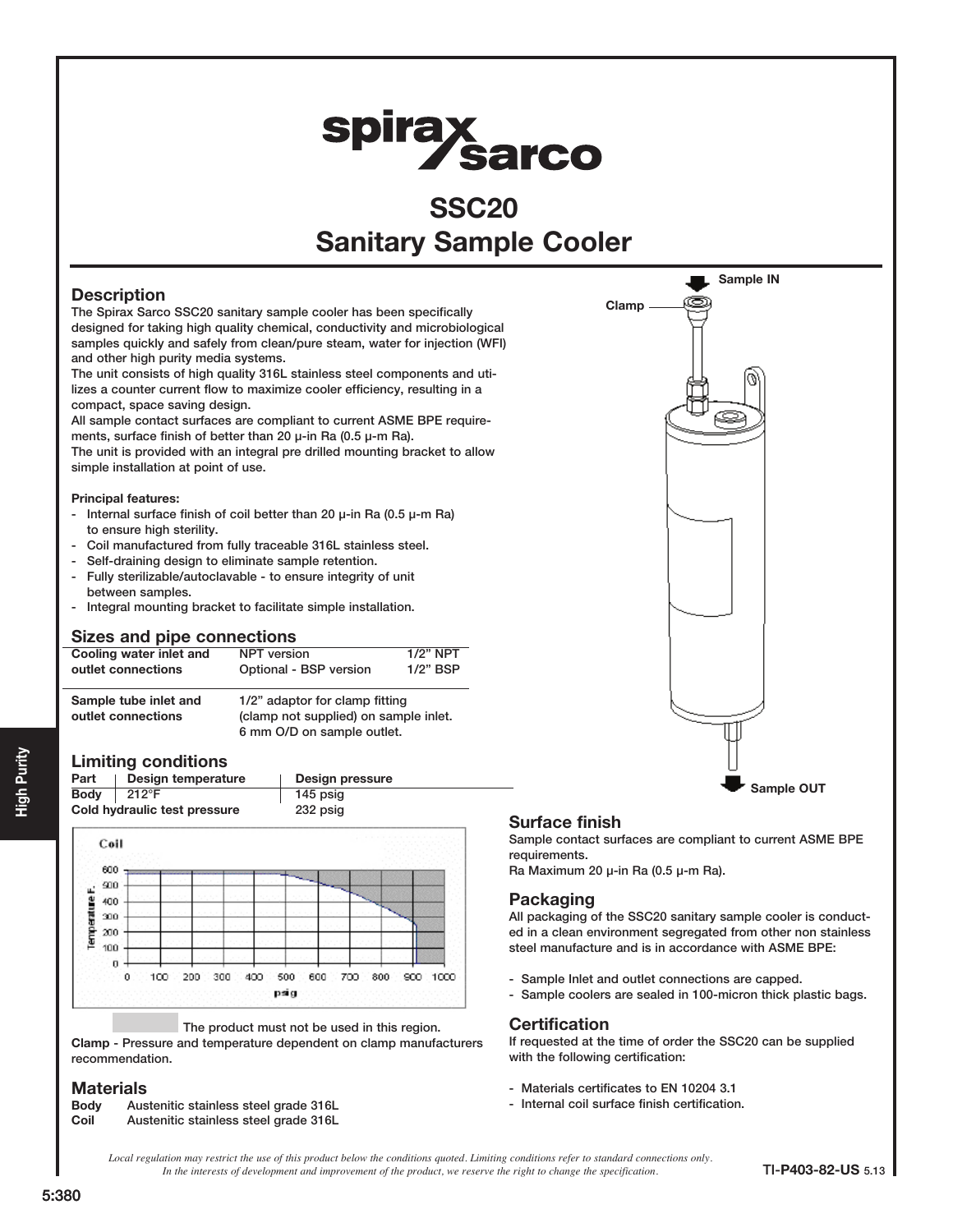# SSC20 Sanitary Sample Cooler

## Description

The Spirax Sarco SSC20 sanitary sample cooler has been specifically designed for taking high quality chemical, conductivity and microbiological samples quickly and safely from clean/pure steam, water for injection (WFI) and other high purity media systems.

The unit consists of high quality 316L stainless steel components and utilizes a counter current flow to maximize cooler efficiency, resulting in a compact, space saving design.

All sample contact surfaces are compliant to current ASME BPE requirements, surface finish of better than 20 µ-in Ra (0.5 µ-m Ra).

The unit is provided with an integral pre drilled mounting bracket to allow simple installation at point of use.

**Principal features:**

- Internal surface finish of coil better than 20 µ-in Ra (0.5 µ-m Ra) to ensure high sterility.
- Coil manufactured from fully traceable 316L stainless steel.
- Self-draining design to eliminate sample retention.
- Fully sterilizable/autoclavable - to ensure integrity of unit between samples.
- Integral mounting bracket to facilitate simple installation.

## Sizes and pipe connections

| | | |
|---|---|---|
| **Cooling water inlet and outlet connections** | NPT version | 1/2" NPT |
| | Optional - BSP version | 1/2" BSP |
| **Sample tube inlet and outlet connections** | 1/2" adaptor for clamp fitting (clamp not supplied) on sample inlet. 6 mm O/D on sample outlet. | |

## Limiting conditions

| Part | Design temperature | Design pressure |
|---|---|---|
| **Body** | 212°F | 145 psig |
| **Cold hydraulic test pressure** | | 232 psig |

The product must not be used in this region.

**Clamp** - Pressure and temperature dependent on clamp manufacturers recommendation.

## Materials

| | |
|---|---|
| **Body** | Austenitic stainless steel grade 316L |
| **Coil** | Austenitic stainless steel grade 316L |

## Surface finish

Sample contact surfaces are compliant to current ASME BPE requirements.

Ra Maximum 20 µ-in Ra (0.5 µ-m Ra).

## Packaging

All packaging of the SSC20 sanitary sample cooler is conducted in a clean environment segregated from other non stainless steel manufacture and is in accordance with ASME BPE:

- Sample Inlet and outlet connections are capped.
- Sample coolers are sealed in 100-micron thick plastic bags.

## Certification

If requested at the time of order the SSC20 can be supplied with the following certification:

- Materials certificates to EN 10204 3.1
- Internal coil surface finish certification.

*Local regulation may restrict the use of this product below the conditions quoted. Limiting conditions refer to standard connections only. In the interests of development and improvement of the product, we reserve the right to change the specification.*

TI-P403-82-US 5.13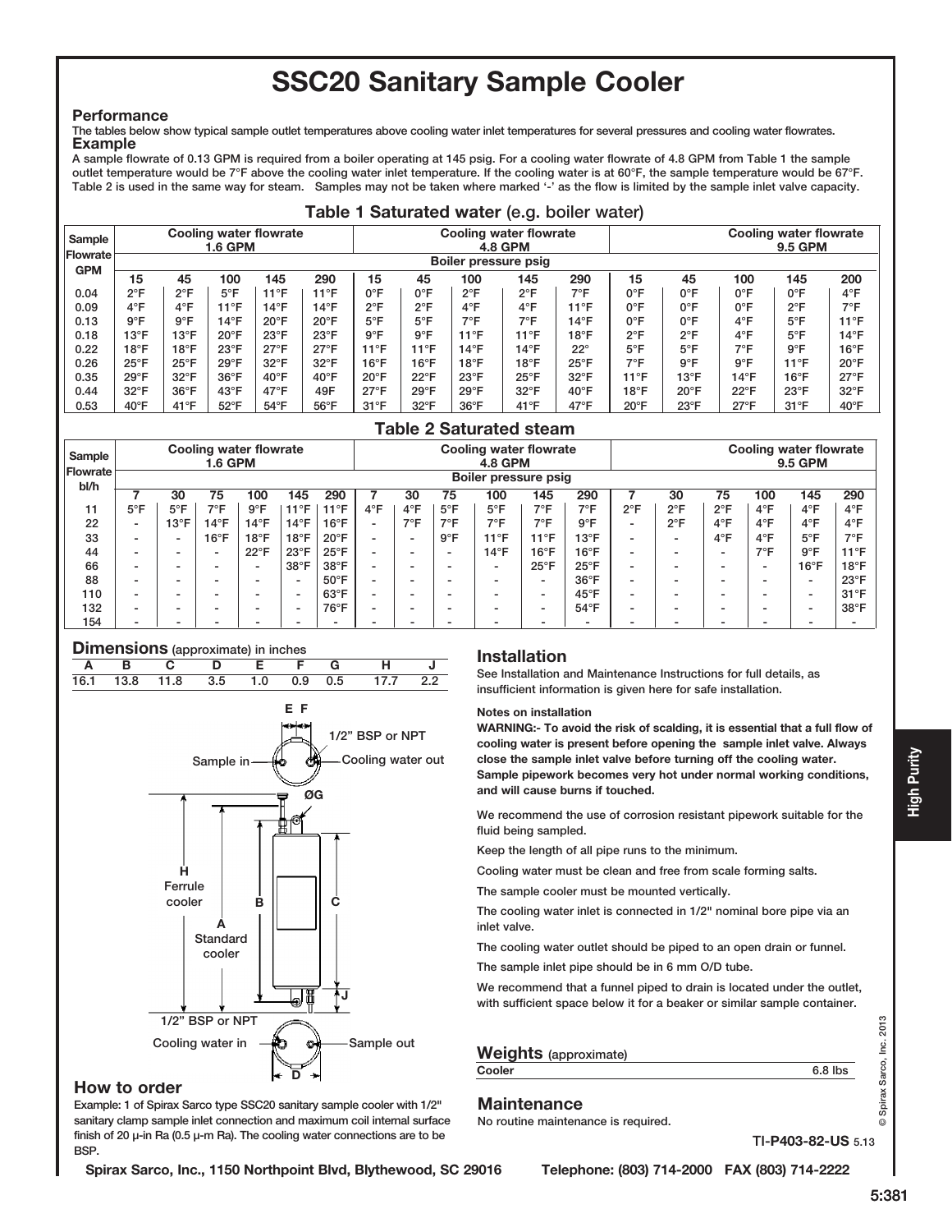# SSC20 Sanitary Sample Cooler

## Performance

The tables below show typical sample outlet temperatures above cooling water inlet temperatures for several pressures and cooling water flowrates.

**Example**

A sample flowrate of 0.13 GPM is required from a boiler operating at 145 psig. For a cooling water flowrate of 4.8 GPM from Table 1 the sample outlet temperature would be 7°F above the cooling water inlet temperature. If the cooling water is at 60°F, the sample temperature would be 67°F. Table 2 is used in the same way for steam. Samples may not be taken where marked '-' as the flow is limited by the sample inlet valve capacity.

### Table 1 Saturated water (e.g. boiler water)

| Sample Flowrate GPM | Cooling water flowrate 1.6 GPM | | | | | Cooling water flowrate 4.8 GPM | | | | | Cooling water flowrate 9.5 GPM | | | | |
|---|---|---|---|---|---|---|---|---|---|---|---|---|---|---|---|
| | Boiler pressure psig | | | | | | | | | | | | | | |
| | 15 | 45 | 100 | 145 | 290 | 15 | 45 | 100 | 145 | 290 | 15 | 45 | 100 | 145 | 200 |
| 0.04 | 2°F | 2°F | 5°F | 11°F | 11°F | 0°F | 0°F | 2°F | 2°F | 7°F | 0°F | 0°F | 0°F | 0°F | 4°F |
| 0.09 | 4°F | 4°F | 11°F | 14°F | 14°F | 2°F | 2°F | 4°F | 4°F | 11°F | 0°F | 0°F | 0°F | 2°F | 7°F |
| 0.13 | 9°F | 9°F | 14°F | 20°F | 20°F | 5°F | 5°F | 7°F | 7°F | 14°F | 0°F | 0°F | 4°F | 5°F | 11°F |
| 0.18 | 13°F | 13°F | 20°F | 23°F | 23°F | 9°F | 9°F | 11°F | 11°F | 18°F | 2°F | 2°F | 4°F | 5°F | 14°F |
| 0.22 | 18°F | 18°F | 23°F | 27°F | 27°F | 11°F | 11°F | 14°F | 14°F | 22° | 5°F | 5°F | 7°F | 9°F | 16°F |
| 0.26 | 25°F | 25°F | 29°F | 32°F | 32°F | 16°F | 16°F | 18°F | 18°F | 25°F | 7°F | 9°F | 9°F | 11°F | 20°F |
| 0.35 | 29°F | 32°F | 36°F | 40°F | 40°F | 20°F | 22°F | 23°F | 25°F | 32°F | 11°F | 13°F | 14°F | 16°F | 27°F |
| 0.44 | 32°F | 36°F | 43°F | 47°F | 49F | 27°F | 29°F | 29°F | 32°F | 40°F | 18°F | 20°F | 22°F | 23°F | 32°F |
| 0.53 | 40°F | 41°F | 52°F | 54°F | 56°F | 31°F | 32°F | 36°F | 41°F | 47°F | 20°F | 23°F | 27°F | 31°F | 40°F |

### Table 2 Saturated steam

| Sample Flowrate bl/h | Cooling water flowrate 1.6 GPM | | | | | | Cooling water flowrate 4.8 GPM | | | | | | Cooling water flowrate 9.5 GPM | | | | | |
|---|---|---|---|---|---|---|---|---|---|---|---|---|---|---|---|---|---|---|
| | Boiler pressure psig | | | | | | | | | | | | | | | | | |
| | 7 | 30 | 75 | 100 | 145 | 290 | 7 | 30 | 75 | 100 | 145 | 290 | 7 | 30 | 75 | 100 | 145 | 290 |
| 11 | 5°F | 5°F | 7°F | 9°F | 11°F | 11°F | 4°F | 4°F | 5°F | 5°F | 7°F | 7°F | 2°F | 2°F | 2°F | 4°F | 4°F | 4°F |
| 22 | - | 13°F | 14°F | 14°F | 14°F | 16°F | - | 7°F | 7°F | 7°F | 7°F | 9°F | - | 2°F | 4°F | 4°F | 4°F | 4°F |
| 33 | - | - | 16°F | 18°F | 18°F | 20°F | - | - | 9°F | 11°F | 11°F | 13°F | - | - | 4°F | 4°F | 5°F | 7°F |
| 44 | - | - | - | 22°F | 23°F | 25°F | - | - | - | 14°F | 16°F | 16°F | - | - | - | 7°F | 9°F | 11°F |
| 66 | - | - | - | - | 38°F | 38°F | - | - | - | - | 25°F | 25°F | - | - | - | - | 16°F | 18°F |
| 88 | - | - | - | - | - | 50°F | - | - | - | - | - | 36°F | - | - | - | - | - | 23°F |
| 110 | - | - | - | - | - | 63°F | - | - | - | - | - | 45°F | - | - | - | - | - | 31°F |
| 132 | - | - | - | - | - | 76°F | - | - | - | - | - | 54°F | - | - | - | - | - | 38°F |
| 154 | - | - | - | - | - | - | - | - | - | - | - | - | - | - | - | - | - | - |

## Dimensions (approximate) in inches

| A | B | C | D | E | F | G | H | J |
|---|---|---|---|---|---|---|---|---|
| 16.1 | 13.8 | 11.8 | 3.5 | 1.0 | 0.9 | 0.5 | 17.7 | 2.2 |

E F

1/2" BSP or NPT

Sample in

Cooling water out

ØG

H
Ferrule cooler

A
Standard cooler

B

C

J

1/2" BSP or NPT

Cooling water in

Sample out

D

## How to order

Example: 1 of Spirax Sarco type SSC20 sanitary sample cooler with 1/2" sanitary clamp sample inlet connection and maximum coil internal surface finish of 20 μ-in Ra (0.5 μ-m Ra). The cooling water connections are to be BSP.

## Installation

See Installation and Maintenance Instructions for full details, as insufficient information is given here for safe installation.

**Notes on installation**

**WARNING:- To avoid the risk of scalding, it is essential that a full flow of cooling water is present before opening the sample inlet valve. Always close the sample inlet valve before turning off the cooling water. Sample pipework becomes very hot under normal working conditions, and will cause burns if touched.**

We recommend the use of corrosion resistant pipework suitable for the fluid being sampled.

Keep the length of all pipe runs to the minimum.

Cooling water must be clean and free from scale forming salts.

The sample cooler must be mounted vertically.

The cooling water inlet is connected in 1/2" nominal bore pipe via an inlet valve.

The cooling water outlet should be piped to an open drain or funnel.

The sample inlet pipe should be in 6 mm O/D tube.

We recommend that a funnel piped to drain is located under the outlet, with sufficient space below it for a beaker or similar sample container.

## Weights (approximate)

| | |
|---|---|
| Cooler | 6.8 lbs |

## Maintenance

No routine maintenance is required.

High Purity

© Spirax Sarco, Inc. 2013

TI-P403-82-US 5.13

Spirax Sarco, Inc., 1150 Northpoint Blvd, Blythewood, SC 29016 Telephone: (803) 714-2000 FAX (803) 714-2222